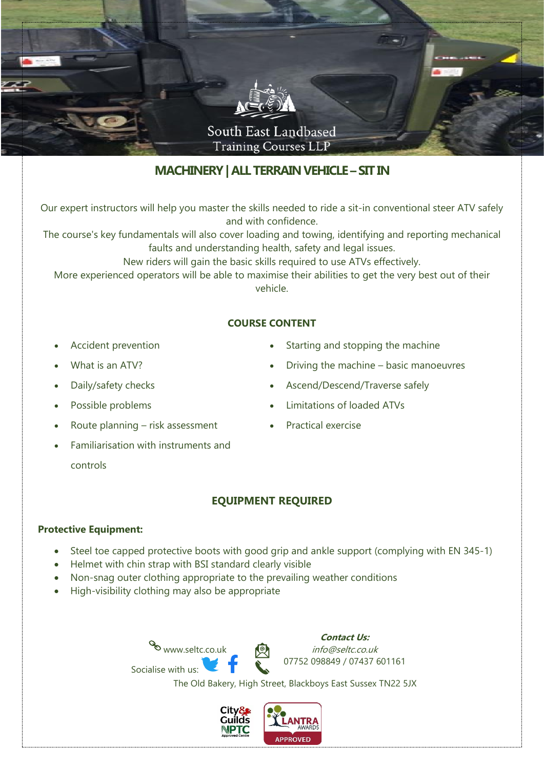South East Landbased Training Courses LLP

# MACHINERY | ALL TERRAIN VEHICLE – SIT IN

Our expert instructors will help you master the skills needed to ride a sit-in conventional steer ATV safely and with confidence.
The course's key fundamentals will also cover loading and towing, identifying and reporting mechanical faults and understanding health, safety and legal issues.
New riders will gain the basic skills required to use ATVs effectively.
More experienced operators will be able to maximise their abilities to get the very best out of their vehicle.

## COURSE CONTENT

- Accident prevention
- What is an ATV?
- Daily/safety checks
- Possible problems
- Route planning – risk assessment
- Familiarisation with instruments and controls
- Starting and stopping the machine
- Driving the machine – basic manoeuvres
- Ascend/Descend/Traverse safely
- Limitations of loaded ATVs
- Practical exercise

## EQUIPMENT REQUIRED

**Protective Equipment:**

- Steel toe capped protective boots with good grip and ankle support (complying with EN 345-1)
- Helmet with chin strap with BSI standard clearly visible
- Non-snag outer clothing appropriate to the prevailing weather conditions
- High-visibility clothing may also be appropriate

www.seltc.co.uk

Socialise with us:

***Contact Us:***
*info@seltc.co.uk*
07752 098849 / 07437 601161

The Old Bakery, High Street, Blackboys East Sussex TN22 5JX

City & Guilds NPTC Approved Centre

LANTRA AWARDS APPROVED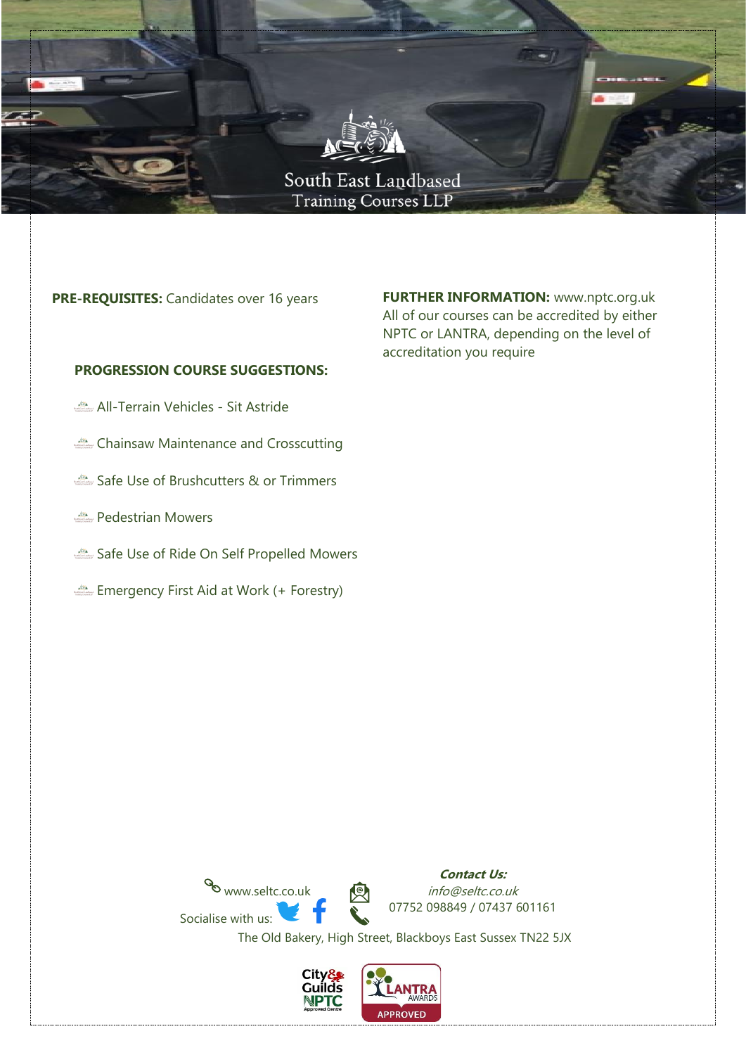South East Landbased Training Courses LLP

**PRE-REQUISITES:** Candidates over 16 years

**PROGRESSION COURSE SUGGESTIONS:**

- All-Terrain Vehicles - Sit Astride
- Chainsaw Maintenance and Crosscutting
- Safe Use of Brushcutters & or Trimmers
- Pedestrian Mowers
- Safe Use of Ride On Self Propelled Mowers
- Emergency First Aid at Work (+ Forestry)

**FURTHER INFORMATION:** www.nptc.org.uk
All of our courses can be accredited by either NPTC or LANTRA, depending on the level of accreditation you require

www.seltc.co.uk

Socialise with us:

***Contact Us:***

*info@seltc.co.uk*

07752 098849 / 07437 601161

The Old Bakery, High Street, Blackboys East Sussex TN22 5JX